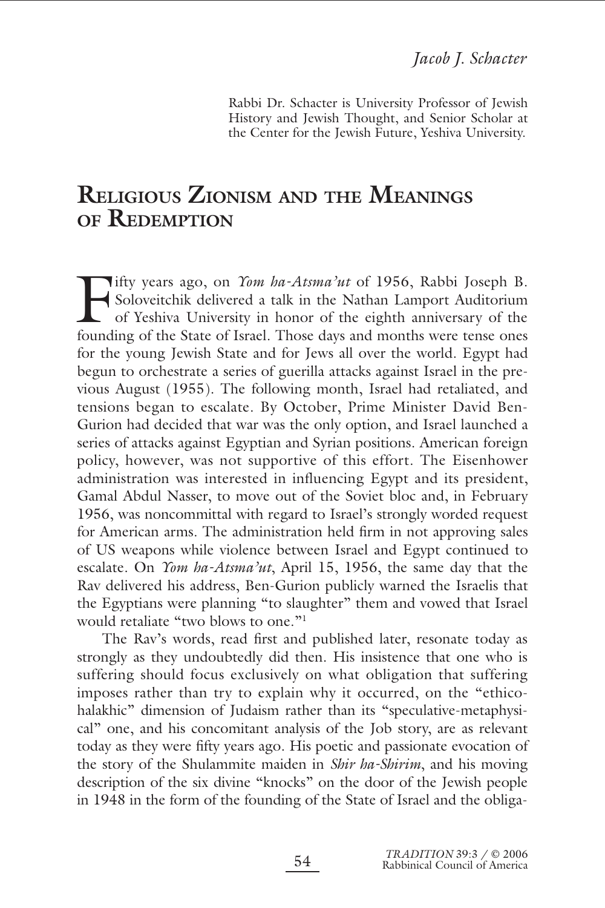*Jacob J. Schacter*

Rabbi Dr. Schacter is University Professor of Jewish History and Jewish Thought, and Senior Scholar at the Center for the Jewish Future, Yeshiva University.

# Religious Zionism and the Meanings of Redemption

Fifty years ago, on *Yom ha-Atsma'ut* of 1956, Rabbi Joseph B. Soloveitchik delivered a talk in the Nathan Lamport Auditorium of Yeshiva University in honor of the eighth anniversary of the founding of the State of Israel. Those days and months were tense ones for the young Jewish State and for Jews all over the world. Egypt had begun to orchestrate a series of guerilla attacks against Israel in the previous August (1955). The following month, Israel had retaliated, and tensions began to escalate. By October, Prime Minister David Ben-Gurion had decided that war was the only option, and Israel launched a series of attacks against Egyptian and Syrian positions. American foreign policy, however, was not supportive of this effort. The Eisenhower administration was interested in influencing Egypt and its president, Gamal Abdul Nasser, to move out of the Soviet bloc and, in February 1956, was noncommittal with regard to Israel's strongly worded request for American arms. The administration held firm in not approving sales of US weapons while violence between Israel and Egypt continued to escalate. On *Yom ha-Atsma'ut*, April 15, 1956, the same day that the Rav delivered his address, Ben-Gurion publicly warned the Israelis that the Egyptians were planning "to slaughter" them and vowed that Israel would retaliate "two blows to one."[1]

The Rav's words, read first and published later, resonate today as strongly as they undoubtedly did then. His insistence that one who is suffering should focus exclusively on what obligation that suffering imposes rather than try to explain why it occurred, on the "ethico-halakhic" dimension of Judaism rather than its "speculative-metaphysical" one, and his concomitant analysis of the Job story, are as relevant today as they were fifty years ago. His poetic and passionate evocation of the story of the Shulammite maiden in *Shir ha-Shirim*, and his moving description of the six divine "knocks" on the door of the Jewish people in 1948 in the form of the founding of the State of Israel and the obliga-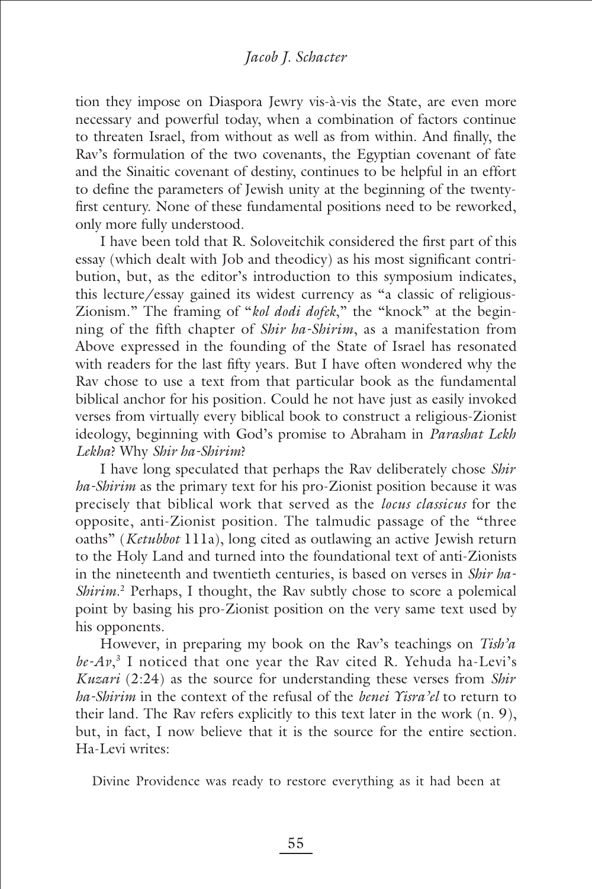tion they impose on Diaspora Jewry vis-à-vis the State, are even more necessary and powerful today, when a combination of factors continue to threaten Israel, from without as well as from within. And finally, the Rav's formulation of the two covenants, the Egyptian covenant of fate and the Sinaitic covenant of destiny, continues to be helpful in an effort to define the parameters of Jewish unity at the beginning of the twenty-first century. None of these fundamental positions need to be reworked, only more fully understood.

I have been told that R. Soloveitchik considered the first part of this essay (which dealt with Job and theodicy) as his most significant contribution, but, as the editor's introduction to this symposium indicates, this lecture/essay gained its widest currency as "a classic of religious-Zionism." The framing of "*kol dodi dofek*," the "knock" at the beginning of the fifth chapter of *Shir ha-Shirim*, as a manifestation from Above expressed in the founding of the State of Israel has resonated with readers for the last fifty years. But I have often wondered why the Rav chose to use a text from that particular book as the fundamental biblical anchor for his position. Could he not have just as easily invoked verses from virtually every biblical book to construct a religious-Zionist ideology, beginning with God's promise to Abraham in *Parashat Lekh Lekha*? Why *Shir ha-Shirim*?

I have long speculated that perhaps the Rav deliberately chose *Shir ha-Shirim* as the primary text for his pro-Zionist position because it was precisely that biblical work that served as the *locus classicus* for the opposite, anti-Zionist position. The talmudic passage of the "three oaths" (*Ketubbot* 111a), long cited as outlawing an active Jewish return to the Holy Land and turned into the foundational text of anti-Zionists in the nineteenth and twentieth centuries, is based on verses in *Shir ha-Shirim*.[2] Perhaps, I thought, the Rav subtly chose to score a polemical point by basing his pro-Zionist position on the very same text used by his opponents.

However, in preparing my book on the Rav's teachings on *Tish'a be-Av*,[3] I noticed that one year the Rav cited R. Yehuda ha-Levi's *Kuzari* (2:24) as the source for understanding these verses from *Shir ha-Shirim* in the context of the refusal of the *benei Yisra'el* to return to their land. The Rav refers explicitly to this text later in the work (n. 9), but, in fact, I now believe that it is the source for the entire section. Ha-Levi writes:

> Divine Providence was ready to restore everything as it had been at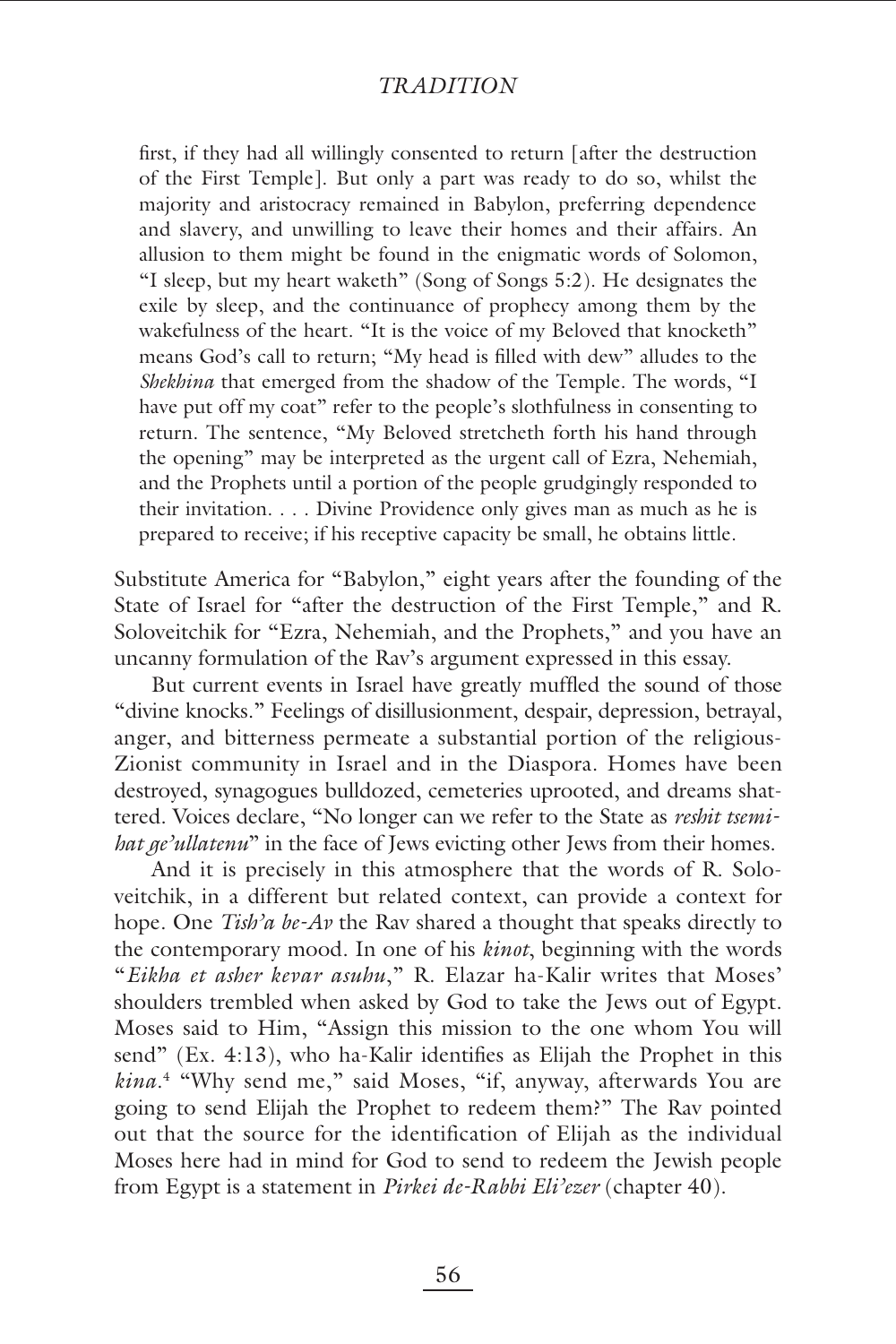> first, if they had all willingly consented to return [after the destruction of the First Temple]. But only a part was ready to do so, whilst the majority and aristocracy remained in Babylon, preferring dependence and slavery, and unwilling to leave their homes and their affairs. An allusion to them might be found in the enigmatic words of Solomon, "I sleep, but my heart waketh" (Song of Songs 5:2). He designates the exile by sleep, and the continuance of prophecy among them by the wakefulness of the heart. "It is the voice of my Beloved that knocketh" means God's call to return; "My head is filled with dew" alludes to the *Shekhina* that emerged from the shadow of the Temple. The words, "I have put off my coat" refer to the people's slothfulness in consenting to return. The sentence, "My Beloved stretcheth forth his hand through the opening" may be interpreted as the urgent call of Ezra, Nehemiah, and the Prophets until a portion of the people grudgingly responded to their invitation. . . . Divine Providence only gives man as much as he is prepared to receive; if his receptive capacity be small, he obtains little.

Substitute America for "Babylon," eight years after the founding of the State of Israel for "after the destruction of the First Temple," and R. Soloveitchik for "Ezra, Nehemiah, and the Prophets," and you have an uncanny formulation of the Rav's argument expressed in this essay.

But current events in Israel have greatly muffled the sound of those "divine knocks." Feelings of disillusionment, despair, depression, betrayal, anger, and bitterness permeate a substantial portion of the religious-Zionist community in Israel and in the Diaspora. Homes have been destroyed, synagogues bulldozed, cemeteries uprooted, and dreams shattered. Voices declare, "No longer can we refer to the State as *reshit tsemihat ge'ullatenu*" in the face of Jews evicting other Jews from their homes.

And it is precisely in this atmosphere that the words of R. Soloveitchik, in a different but related context, can provide a context for hope. One *Tish'a be-Av* the Rav shared a thought that speaks directly to the contemporary mood. In one of his *kinot*, beginning with the words "*Eikha et asher kevar asuhu*," R. Elazar ha-Kalir writes that Moses' shoulders trembled when asked by God to take the Jews out of Egypt. Moses said to Him, "Assign this mission to the one whom You will send" (Ex. 4:13), who ha-Kalir identifies as Elijah the Prophet in this *kina*.[4] "Why send me," said Moses, "if, anyway, afterwards You are going to send Elijah the Prophet to redeem them?" The Rav pointed out that the source for the identification of Elijah as the individual Moses here had in mind for God to send to redeem the Jewish people from Egypt is a statement in *Pirkei de-Rabbi Eli'ezer* (chapter 40).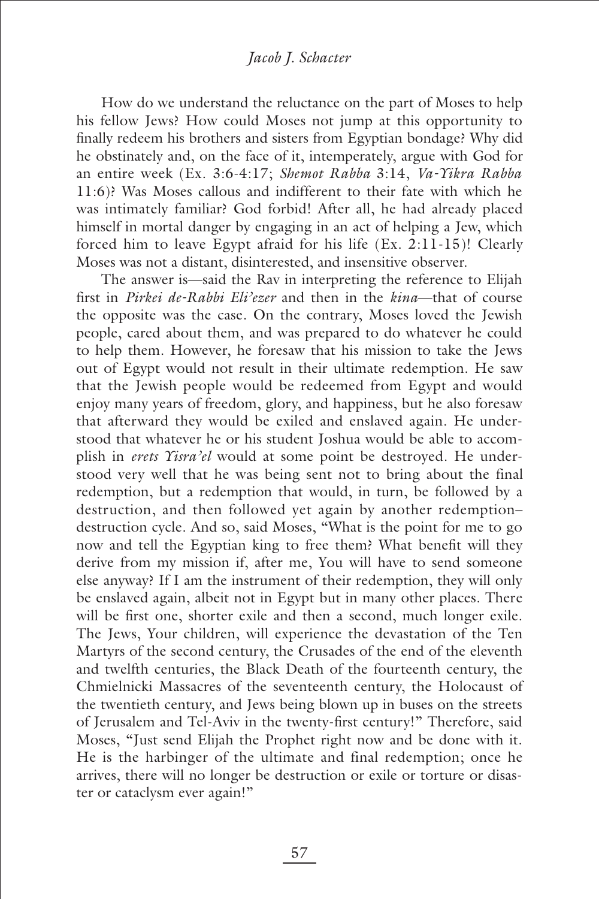How do we understand the reluctance on the part of Moses to help his fellow Jews? How could Moses not jump at this opportunity to finally redeem his brothers and sisters from Egyptian bondage? Why did he obstinately and, on the face of it, intemperately, argue with God for an entire week (Ex. 3:6-4:17; *Shemot Rabba* 3:14, *Va-Yikra Rabba* 11:6)? Was Moses callous and indifferent to their fate with which he was intimately familiar? God forbid! After all, he had already placed himself in mortal danger by engaging in an act of helping a Jew, which forced him to leave Egypt afraid for his life (Ex. 2:11-15)! Clearly Moses was not a distant, disinterested, and insensitive observer.

The answer is—said the Rav in interpreting the reference to Elijah first in *Pirkei de-Rabbi Eli'ezer* and then in the *kina*—that of course the opposite was the case. On the contrary, Moses loved the Jewish people, cared about them, and was prepared to do whatever he could to help them. However, he foresaw that his mission to take the Jews out of Egypt would not result in their ultimate redemption. He saw that the Jewish people would be redeemed from Egypt and would enjoy many years of freedom, glory, and happiness, but he also foresaw that afterward they would be exiled and enslaved again. He understood that whatever he or his student Joshua would be able to accomplish in *erets Yisra'el* would at some point be destroyed. He understood very well that he was being sent not to bring about the final redemption, but a redemption that would, in turn, be followed by a destruction, and then followed yet again by another redemption–destruction cycle. And so, said Moses, "What is the point for me to go now and tell the Egyptian king to free them? What benefit will they derive from my mission if, after me, You will have to send someone else anyway? If I am the instrument of their redemption, they will only be enslaved again, albeit not in Egypt but in many other places. There will be first one, shorter exile and then a second, much longer exile. The Jews, Your children, will experience the devastation of the Ten Martyrs of the second century, the Crusades of the end of the eleventh and twelfth centuries, the Black Death of the fourteenth century, the Chmielnicki Massacres of the seventeenth century, the Holocaust of the twentieth century, and Jews being blown up in buses on the streets of Jerusalem and Tel-Aviv in the twenty-first century!" Therefore, said Moses, "Just send Elijah the Prophet right now and be done with it. He is the harbinger of the ultimate and final redemption; once he arrives, there will no longer be destruction or exile or torture or disaster or cataclysm ever again!"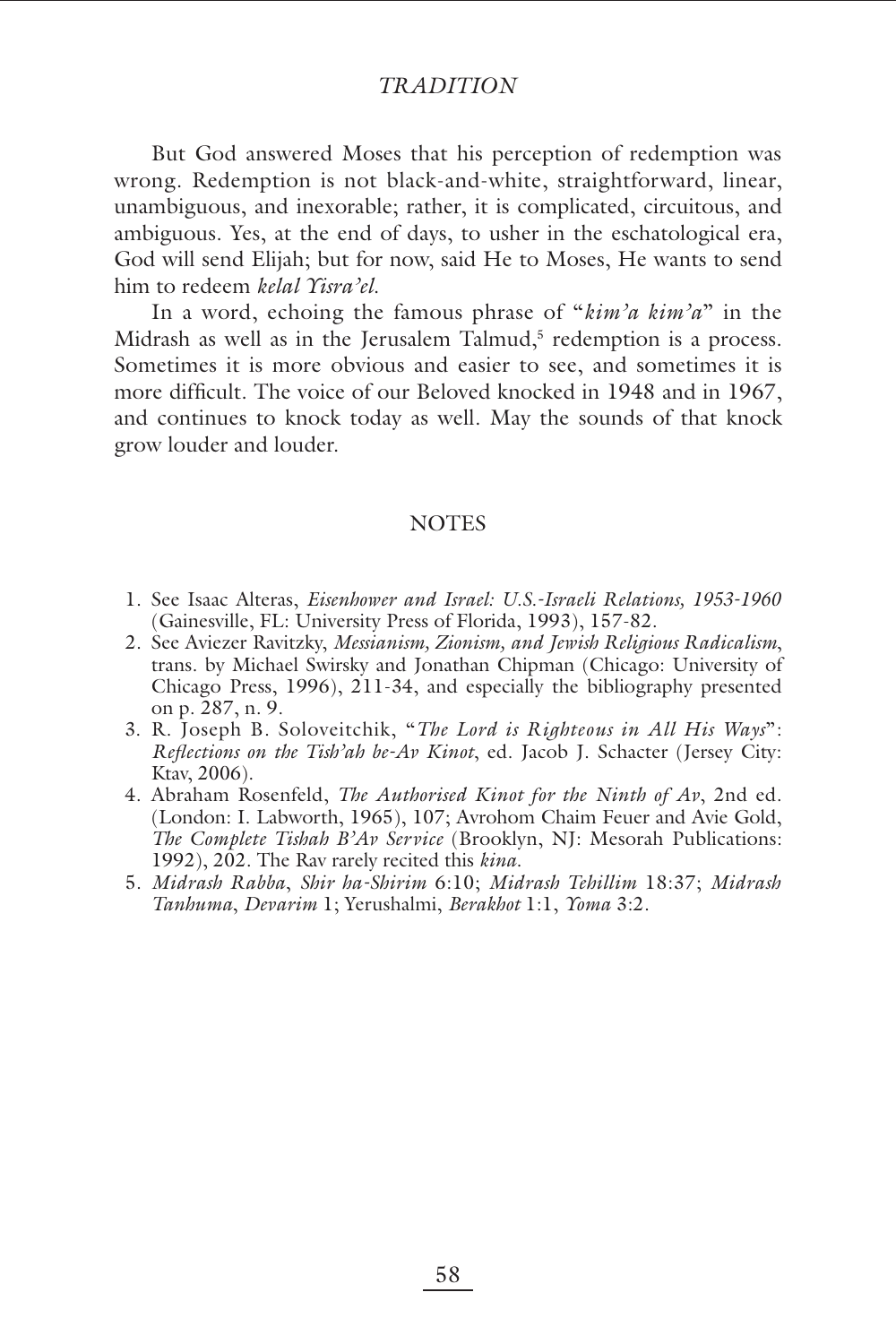But God answered Moses that his perception of redemption was wrong. Redemption is not black-and-white, straightforward, linear, unambiguous, and inexorable; rather, it is complicated, circuitous, and ambiguous. Yes, at the end of days, to usher in the eschatological era, God will send Elijah; but for now, said He to Moses, He wants to send him to redeem *kelal Yisra'el*.

In a word, echoing the famous phrase of "*kim'a kim'a*" in the Midrash as well as in the Jerusalem Talmud,[5] redemption is a process. Sometimes it is more obvious and easier to see, and sometimes it is more difficult. The voice of our Beloved knocked in 1948 and in 1967, and continues to knock today as well. May the sounds of that knock grow louder and louder.

## NOTES

1. See Isaac Alteras, *Eisenhower and Israel: U.S.-Israeli Relations, 1953-1960* (Gainesville, FL: University Press of Florida, 1993), 157-82.
2. See Aviezer Ravitzky, *Messianism, Zionism, and Jewish Religious Radicalism*, trans. by Michael Swirsky and Jonathan Chipman (Chicago: University of Chicago Press, 1996), 211-34, and especially the bibliography presented on p. 287, n. 9.
3. R. Joseph B. Soloveitchik, "*The Lord is Righteous in All His Ways*": *Reflections on the Tish'ah be-Av Kinot*, ed. Jacob J. Schacter (Jersey City: Ktav, 2006).
4. Abraham Rosenfeld, *The Authorised Kinot for the Ninth of Av*, 2nd ed. (London: I. Labworth, 1965), 107; Avrohom Chaim Feuer and Avie Gold, *The Complete Tishah B'Av Service* (Brooklyn, NJ: Mesorah Publications: 1992), 202. The Rav rarely recited this *kina*.
5. *Midrash Rabba*, *Shir ha-Shirim* 6:10; *Midrash Tehillim* 18:37; *Midrash Tanhuma*, *Devarim* 1; Yerushalmi, *Berakhot* 1:1, *Yoma* 3:2.